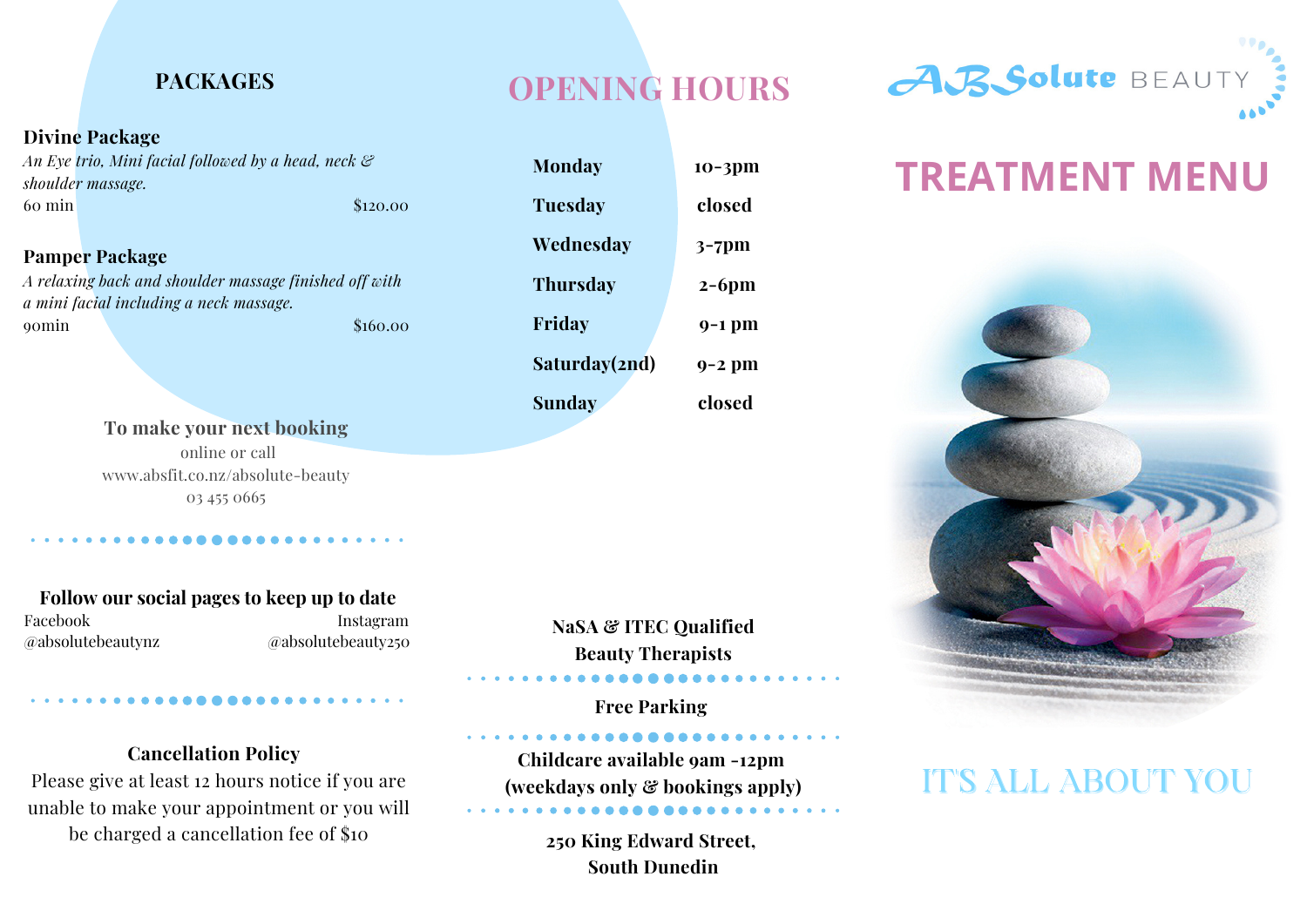## PACKAGES

**Divine Package**
*An Eye trio, Mini facial followed by a head, neck & shoulder massage.*
60 min — $120.00

**Pamper Package**
*A relaxing back and shoulder massage finished off with a mini facial including a neck massage.*
90min — $160.00

**To make your next booking**
online or call
www.absfit.co.nz/absolute-beauty
03 455 0665

**Follow our social pages to keep up to date**

Facebook
@absolutebeautynz

Instagram
@absolutebeauty250

**Cancellation Policy**
Please give at least 12 hours notice if you are unable to make your appointment or you will be charged a cancellation fee of $10

## OPENING HOURS

| Day | Hours |
|---|---|
| Monday | 10-3pm |
| Tuesday | closed |
| Wednesday | 3-7pm |
| Thursday | 2-6pm |
| Friday | 9-1 pm |
| Saturday(2nd) | 9-2 pm |
| Sunday | closed |

**NaSA & ITEC Qualified Beauty Therapists**

**Free Parking**

**Childcare available 9am -12pm (weekdays only & bookings apply)**

**250 King Edward Street, South Dunedin**

# ABSolute BEAUTY

# TREATMENT MENU

IT'S ALL ABOUT YOU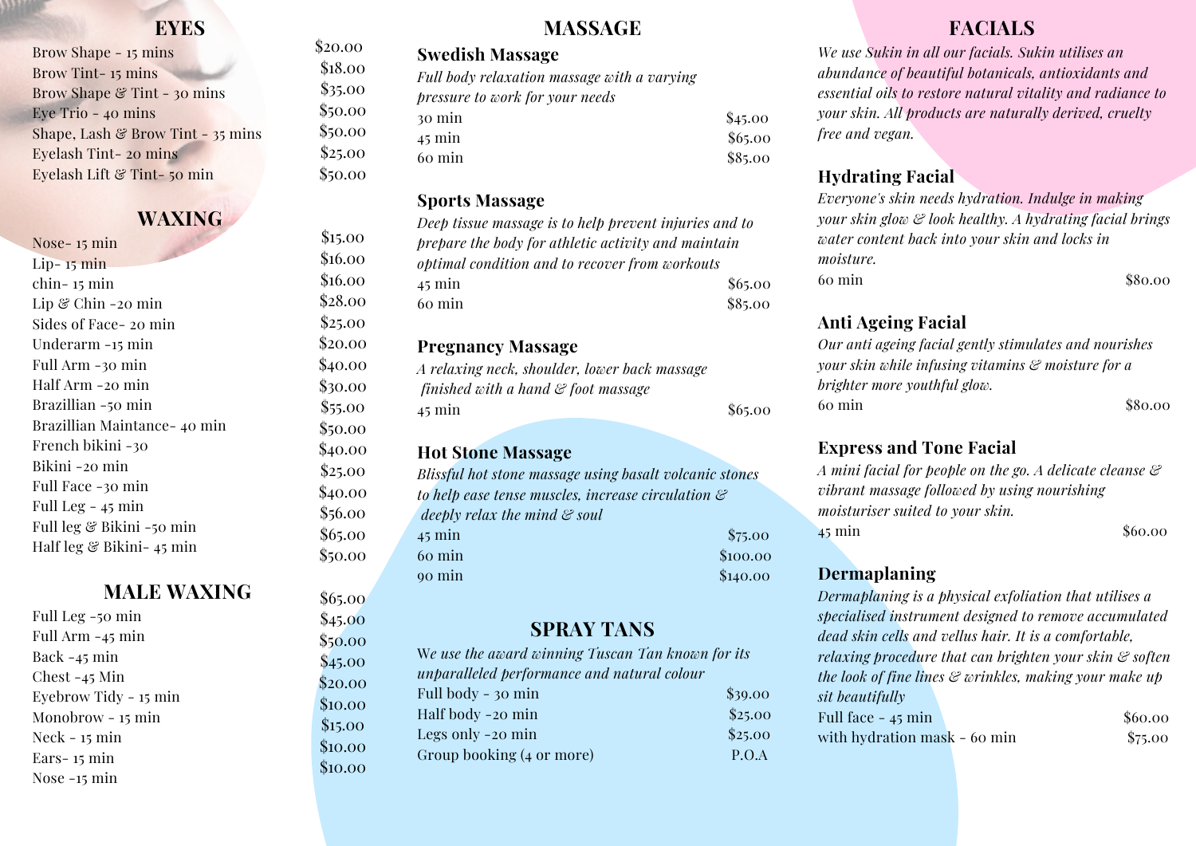## EYES

| | |
|---|---|
| Brow Shape - 15 mins | $20.00 |
| Brow Tint- 15 mins | $18.00 |
| Brow Shape & Tint - 30 mins | $35.00 |
| Eye Trio - 40 mins | $50.00 |
| Shape, Lash & Brow Tint - 35 mins | $50.00 |
| Eyelash Tint- 20 mins | $25.00 |
| Eyelash Lift & Tint- 50 min | $50.00 |

## WAXING

| | |
|---|---|
| Nose- 15 min | $15.00 |
| Lip- 15 min | $16.00 |
| chin- 15 min | $16.00 |
| Lip & Chin -20 min | $28.00 |
| Sides of Face- 20 min | $25.00 |
| Underarm -15 min | $20.00 |
| Full Arm -30 min | $40.00 |
| Half Arm -20 min | $30.00 |
| Brazillian -50 min | $55.00 |
| Brazillian Maintance- 40 min | $50.00 |
| French bikini -30 | $40.00 |
| Bikini -20 min | $25.00 |
| Full Face -30 min | $40.00 |
| Full Leg - 45 min | $56.00 |
| Full leg & Bikini -50 min | $65.00 |
| Half leg & Bikini- 45 min | $50.00 |

## MALE WAXING

| | |
|---|---|
| Full Leg -50 min | $65.00 |
| Full Arm -45 min | $45.00 |
| Back -45 min | $50.00 |
| Chest -45 Min | $45.00 |
| Eyebrow Tidy - 15 min | $20.00 |
| Monobrow - 15 min | $10.00 |
| Neck - 15 min | $15.00 |
| Ears- 15 min | $10.00 |
| Nose -15 min | $10.00 |

## MASSAGE

### Swedish Massage

*Full body relaxation massage with a varying pressure to work for your needs*

| | |
|---|---|
| 30 min | $45.00 |
| 45 min | $65.00 |
| 60 min | $85.00 |

### Sports Massage

*Deep tissue massage is to help prevent injuries and to prepare the body for athletic activity and maintain optimal condition and to recover from workouts*

| | |
|---|---|
| 45 min | $65.00 |
| 60 min | $85.00 |

### Pregnancy Massage

*A relaxing neck, shoulder, lower back massage finished with a hand & foot massage*

| | |
|---|---|
| 45 min | $65.00 |

### Hot Stone Massage

*Blissful hot stone massage using basalt volcanic stones to help ease tense muscles, increase circulation & deeply relax the mind & soul*

| | |
|---|---|
| 45 min | $75.00 |
| 60 min | $100.00 |
| 90 min | $140.00 |

## SPRAY TANS

We use the award winning *Tuscan Tan* known for its unparalleled performance and natural colour

| | |
|---|---|
| Full body - 30 min | $39.00 |
| Half body -20 min | $25.00 |
| Legs only -20 min | $25.00 |
| Group booking (4 or more) | P.O.A |

## FACIALS

*We use Sukin in all our facials. Sukin utilises an abundance of beautiful botanicals, antioxidants and essential oils to restore natural vitality and radiance to your skin. All products are naturally derived, cruelty free and vegan.*

### Hydrating Facial

*Everyone's skin needs hydration. Indulge in making your skin glow & look healthy. A hydrating facial brings water content back into your skin and locks in moisture.*

| | |
|---|---|
| 60 min | $80.00 |

### Anti Ageing Facial

*Our anti ageing facial gently stimulates and nourishes your skin while infusing vitamins & moisture for a brighter more youthful glow.*

| | |
|---|---|
| 60 min | $80.00 |

### Express and Tone Facial

*A mini facial for people on the go. A delicate cleanse & vibrant massage followed by using nourishing moisturiser suited to your skin.*

| | |
|---|---|
| 45 min | $60.00 |

### Dermaplaning

*Dermaplaning is a physical exfoliation that utilises a specialised instrument designed to remove accumulated dead skin cells and vellus hair. It is a comfortable, relaxing procedure that can brighten your skin & soften the look of fine lines & wrinkles, making your make up sit beautifully*

| | |
|---|---|
| Full face - 45 min | $60.00 |
| with hydration mask - 60 min | $75.00 |